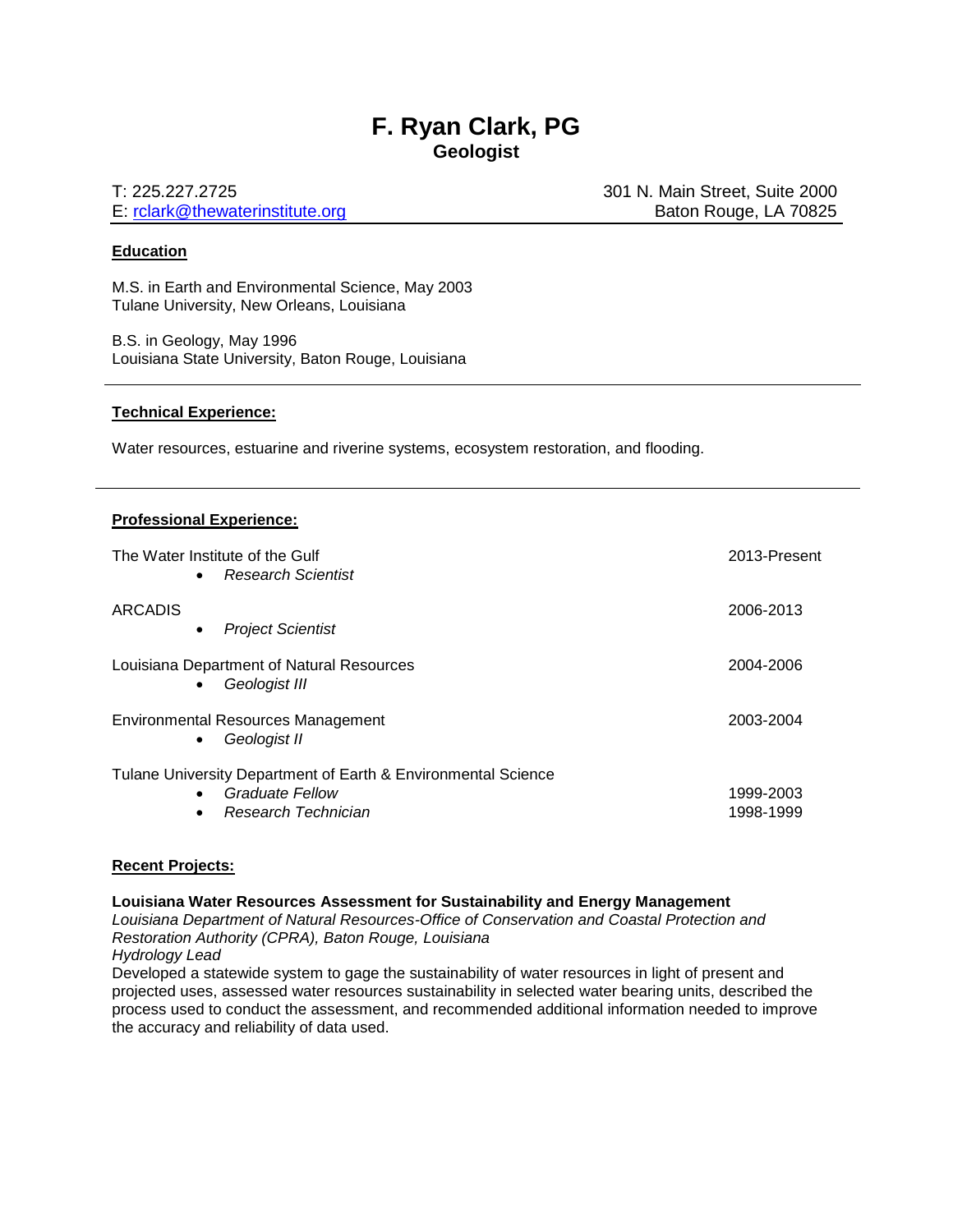# F. Ryan Clark, PG

## Geologist

T: 225.227.2725
E: rclark@thewaterinstitute.org

301 N. Main Street, Suite 2000
Baton Rouge, LA 70825

---

### Education

M.S. in Earth and Environmental Science, May 2003
Tulane University, New Orleans, Louisiana

B.S. in Geology, May 1996
Louisiana State University, Baton Rouge, Louisiana

---

### Technical Experience:

Water resources, estuarine and riverine systems, ecosystem restoration, and flooding.

---

### Professional Experience:

The Water Institute of the Gulf — 2013-Present
- *Research Scientist*

ARCADIS — 2006-2013
- *Project Scientist*

Louisiana Department of Natural Resources — 2004-2006
- *Geologist III*

Environmental Resources Management — 2003-2004
- *Geologist II*

Tulane University Department of Earth & Environmental Science
- *Graduate Fellow* — 1999-2003
- *Research Technician* — 1998-1999

### Recent Projects:

**Louisiana Water Resources Assessment for Sustainability and Energy Management**
*Louisiana Department of Natural Resources-Office of Conservation and Coastal Protection and Restoration Authority (CPRA), Baton Rouge, Louisiana*
*Hydrology Lead*
Developed a statewide system to gage the sustainability of water resources in light of present and projected uses, assessed water resources sustainability in selected water bearing units, described the process used to conduct the assessment, and recommended additional information needed to improve the accuracy and reliability of data used.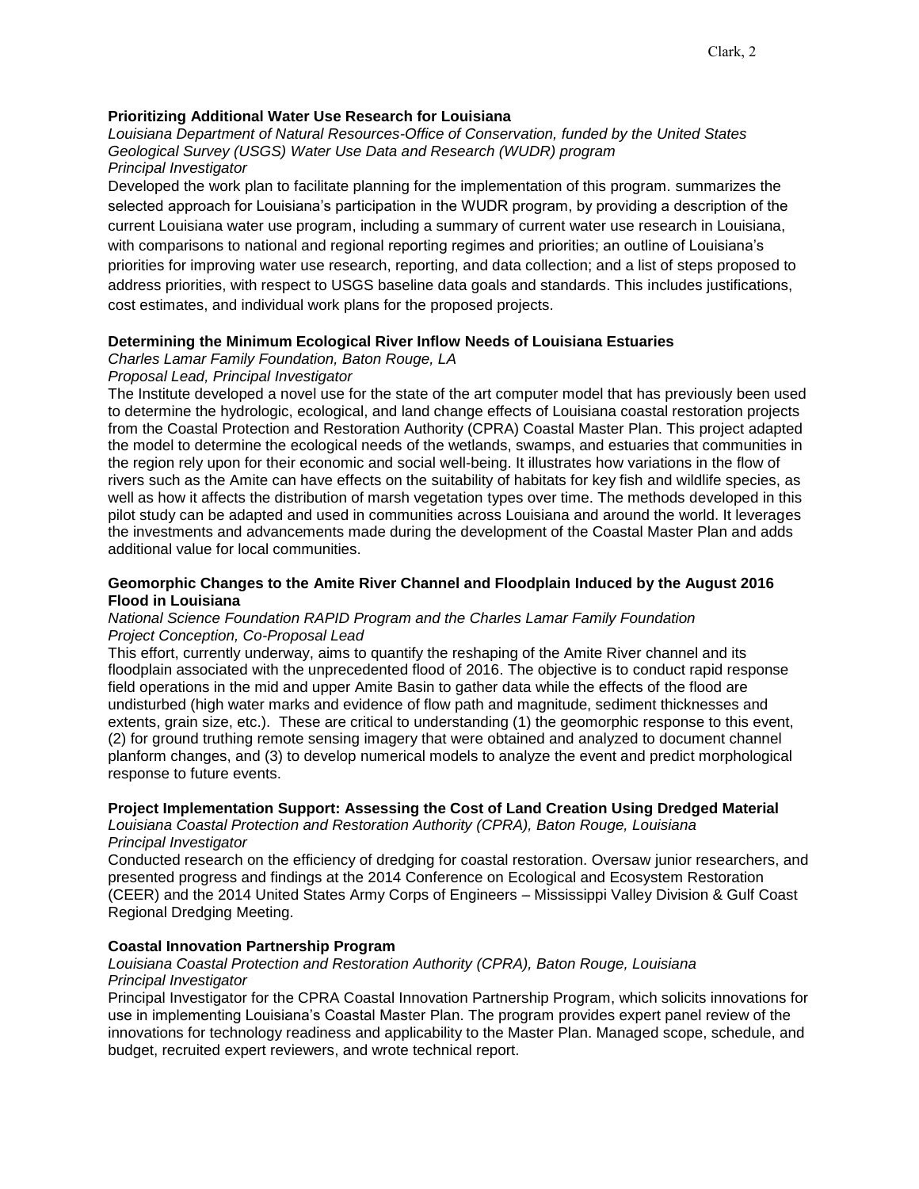**Prioritizing Additional Water Use Research for Louisiana**

*Louisiana Department of Natural Resources-Office of Conservation, funded by the United States Geological Survey (USGS) Water Use Data and Research (WUDR) program*
*Principal Investigator*

Developed the work plan to facilitate planning for the implementation of this program. summarizes the selected approach for Louisiana's participation in the WUDR program, by providing a description of the current Louisiana water use program, including a summary of current water use research in Louisiana, with comparisons to national and regional reporting regimes and priorities; an outline of Louisiana's priorities for improving water use research, reporting, and data collection; and a list of steps proposed to address priorities, with respect to USGS baseline data goals and standards. This includes justifications, cost estimates, and individual work plans for the proposed projects.

**Determining the Minimum Ecological River Inflow Needs of Louisiana Estuaries**

*Charles Lamar Family Foundation, Baton Rouge, LA*
*Proposal Lead, Principal Investigator*

The Institute developed a novel use for the state of the art computer model that has previously been used to determine the hydrologic, ecological, and land change effects of Louisiana coastal restoration projects from the Coastal Protection and Restoration Authority (CPRA) Coastal Master Plan. This project adapted the model to determine the ecological needs of the wetlands, swamps, and estuaries that communities in the region rely upon for their economic and social well-being. It illustrates how variations in the flow of rivers such as the Amite can have effects on the suitability of habitats for key fish and wildlife species, as well as how it affects the distribution of marsh vegetation types over time. The methods developed in this pilot study can be adapted and used in communities across Louisiana and around the world. It leverages the investments and advancements made during the development of the Coastal Master Plan and adds additional value for local communities.

**Geomorphic Changes to the Amite River Channel and Floodplain Induced by the August 2016 Flood in Louisiana**

*National Science Foundation RAPID Program and the Charles Lamar Family Foundation*
*Project Conception, Co-Proposal Lead*

This effort, currently underway, aims to quantify the reshaping of the Amite River channel and its floodplain associated with the unprecedented flood of 2016. The objective is to conduct rapid response field operations in the mid and upper Amite Basin to gather data while the effects of the flood are undisturbed (high water marks and evidence of flow path and magnitude, sediment thicknesses and extents, grain size, etc.). These are critical to understanding (1) the geomorphic response to this event, (2) for ground truthing remote sensing imagery that were obtained and analyzed to document channel planform changes, and (3) to develop numerical models to analyze the event and predict morphological response to future events.

**Project Implementation Support: Assessing the Cost of Land Creation Using Dredged Material**

*Louisiana Coastal Protection and Restoration Authority (CPRA), Baton Rouge, Louisiana*
*Principal Investigator*

Conducted research on the efficiency of dredging for coastal restoration. Oversaw junior researchers, and presented progress and findings at the 2014 Conference on Ecological and Ecosystem Restoration (CEER) and the 2014 United States Army Corps of Engineers – Mississippi Valley Division & Gulf Coast Regional Dredging Meeting.

**Coastal Innovation Partnership Program**

*Louisiana Coastal Protection and Restoration Authority (CPRA), Baton Rouge, Louisiana*
*Principal Investigator*

Principal Investigator for the CPRA Coastal Innovation Partnership Program, which solicits innovations for use in implementing Louisiana's Coastal Master Plan. The program provides expert panel review of the innovations for technology readiness and applicability to the Master Plan. Managed scope, schedule, and budget, recruited expert reviewers, and wrote technical report.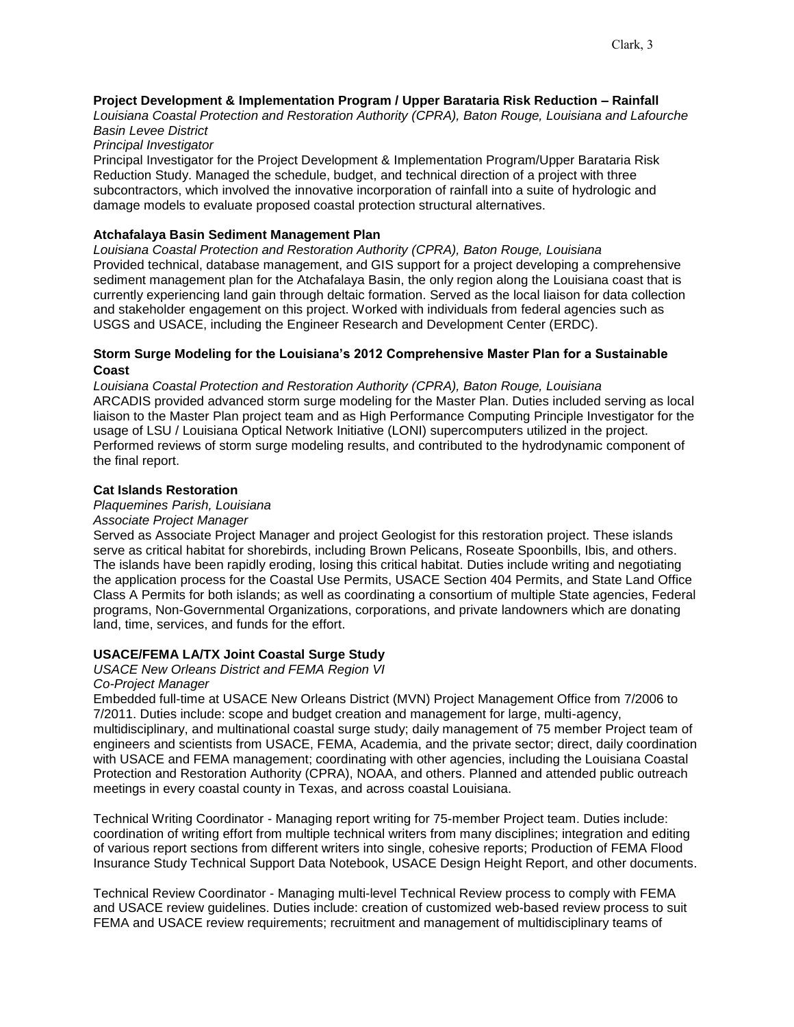**Project Development & Implementation Program / Upper Barataria Risk Reduction – Rainfall**
*Louisiana Coastal Protection and Restoration Authority (CPRA), Baton Rouge, Louisiana and Lafourche Basin Levee District*
*Principal Investigator*
Principal Investigator for the Project Development & Implementation Program/Upper Barataria Risk Reduction Study. Managed the schedule, budget, and technical direction of a project with three subcontractors, which involved the innovative incorporation of rainfall into a suite of hydrologic and damage models to evaluate proposed coastal protection structural alternatives.

**Atchafalaya Basin Sediment Management Plan**
*Louisiana Coastal Protection and Restoration Authority (CPRA), Baton Rouge, Louisiana*
Provided technical, database management, and GIS support for a project developing a comprehensive sediment management plan for the Atchafalaya Basin, the only region along the Louisiana coast that is currently experiencing land gain through deltaic formation. Served as the local liaison for data collection and stakeholder engagement on this project. Worked with individuals from federal agencies such as USGS and USACE, including the Engineer Research and Development Center (ERDC).

**Storm Surge Modeling for the Louisiana's 2012 Comprehensive Master Plan for a Sustainable Coast**
*Louisiana Coastal Protection and Restoration Authority (CPRA), Baton Rouge, Louisiana*
ARCADIS provided advanced storm surge modeling for the Master Plan. Duties included serving as local liaison to the Master Plan project team and as High Performance Computing Principle Investigator for the usage of LSU / Louisiana Optical Network Initiative (LONI) supercomputers utilized in the project. Performed reviews of storm surge modeling results, and contributed to the hydrodynamic component of the final report.

**Cat Islands Restoration**
*Plaquemines Parish, Louisiana*
*Associate Project Manager*
Served as Associate Project Manager and project Geologist for this restoration project. These islands serve as critical habitat for shorebirds, including Brown Pelicans, Roseate Spoonbills, Ibis, and others. The islands have been rapidly eroding, losing this critical habitat. Duties include writing and negotiating the application process for the Coastal Use Permits, USACE Section 404 Permits, and State Land Office Class A Permits for both islands; as well as coordinating a consortium of multiple State agencies, Federal programs, Non-Governmental Organizations, corporations, and private landowners which are donating land, time, services, and funds for the effort.

**USACE/FEMA LA/TX Joint Coastal Surge Study**
*USACE New Orleans District and FEMA Region VI*
*Co-Project Manager*
Embedded full-time at USACE New Orleans District (MVN) Project Management Office from 7/2006 to 7/2011. Duties include: scope and budget creation and management for large, multi-agency, multidisciplinary, and multinational coastal surge study; daily management of 75 member Project team of engineers and scientists from USACE, FEMA, Academia, and the private sector; direct, daily coordination with USACE and FEMA management; coordinating with other agencies, including the Louisiana Coastal Protection and Restoration Authority (CPRA), NOAA, and others. Planned and attended public outreach meetings in every coastal county in Texas, and across coastal Louisiana.

Technical Writing Coordinator - Managing report writing for 75-member Project team. Duties include: coordination of writing effort from multiple technical writers from many disciplines; integration and editing of various report sections from different writers into single, cohesive reports; Production of FEMA Flood Insurance Study Technical Support Data Notebook, USACE Design Height Report, and other documents.

Technical Review Coordinator - Managing multi-level Technical Review process to comply with FEMA and USACE review guidelines. Duties include: creation of customized web-based review process to suit FEMA and USACE review requirements; recruitment and management of multidisciplinary teams of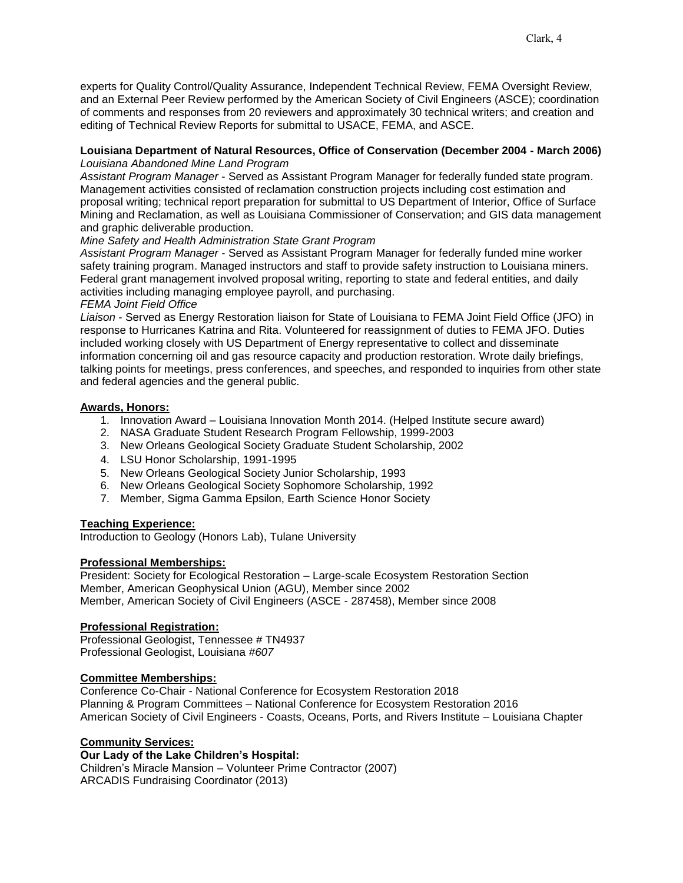experts for Quality Control/Quality Assurance, Independent Technical Review, FEMA Oversight Review, and an External Peer Review performed by the American Society of Civil Engineers (ASCE); coordination of comments and responses from 20 reviewers and approximately 30 technical writers; and creation and editing of Technical Review Reports for submittal to USACE, FEMA, and ASCE.

**Louisiana Department of Natural Resources, Office of Conservation (December 2004 - March 2006)**
*Louisiana Abandoned Mine Land Program*
*Assistant Program Manager* - Served as Assistant Program Manager for federally funded state program. Management activities consisted of reclamation construction projects including cost estimation and proposal writing; technical report preparation for submittal to US Department of Interior, Office of Surface Mining and Reclamation, as well as Louisiana Commissioner of Conservation; and GIS data management and graphic deliverable production.
*Mine Safety and Health Administration State Grant Program*
*Assistant Program Manager* - Served as Assistant Program Manager for federally funded mine worker safety training program. Managed instructors and staff to provide safety instruction to Louisiana miners. Federal grant management involved proposal writing, reporting to state and federal entities, and daily activities including managing employee payroll, and purchasing.
*FEMA Joint Field Office*
*Liaison* - Served as Energy Restoration liaison for State of Louisiana to FEMA Joint Field Office (JFO) in response to Hurricanes Katrina and Rita. Volunteered for reassignment of duties to FEMA JFO. Duties included working closely with US Department of Energy representative to collect and disseminate information concerning oil and gas resource capacity and production restoration. Wrote daily briefings, talking points for meetings, press conferences, and speeches, and responded to inquiries from other state and federal agencies and the general public.

**Awards, Honors:**

1. Innovation Award – Louisiana Innovation Month 2014. (Helped Institute secure award)
2. NASA Graduate Student Research Program Fellowship, 1999-2003
3. New Orleans Geological Society Graduate Student Scholarship, 2002
4. LSU Honor Scholarship, 1991-1995
5. New Orleans Geological Society Junior Scholarship, 1993
6. New Orleans Geological Society Sophomore Scholarship, 1992
7. Member, Sigma Gamma Epsilon, Earth Science Honor Society

**Teaching Experience:**
Introduction to Geology (Honors Lab), Tulane University

**Professional Memberships:**
President: Society for Ecological Restoration – Large-scale Ecosystem Restoration Section
Member, American Geophysical Union (AGU), Member since 2002
Member, American Society of Civil Engineers (ASCE - 287458), Member since 2008

**Professional Registration:**
Professional Geologist, Tennessee # TN4937
Professional Geologist, Louisiana *#607*

**Committee Memberships:**
Conference Co-Chair - National Conference for Ecosystem Restoration 2018
Planning & Program Committees – National Conference for Ecosystem Restoration 2016
American Society of Civil Engineers - Coasts, Oceans, Ports, and Rivers Institute – Louisiana Chapter

**Community Services:**
**Our Lady of the Lake Children's Hospital:**
Children's Miracle Mansion – Volunteer Prime Contractor (2007)
ARCADIS Fundraising Coordinator (2013)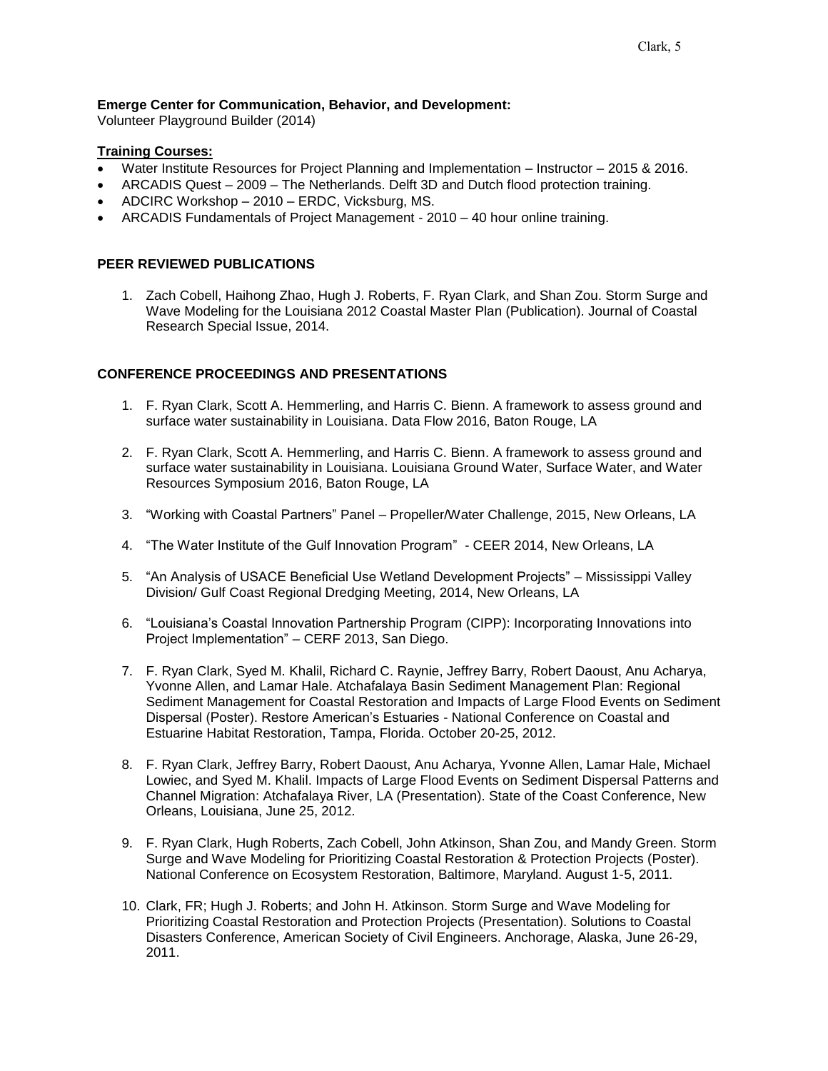**Emerge Center for Communication, Behavior, and Development:**
Volunteer Playground Builder (2014)

**Training Courses:**

- Water Institute Resources for Project Planning and Implementation – Instructor – 2015 & 2016.
- ARCADIS Quest – 2009 – The Netherlands. Delft 3D and Dutch flood protection training.
- ADCIRC Workshop – 2010 – ERDC, Vicksburg, MS.
- ARCADIS Fundamentals of Project Management - 2010 – 40 hour online training.

## PEER REVIEWED PUBLICATIONS

1. Zach Cobell, Haihong Zhao, Hugh J. Roberts, F. Ryan Clark, and Shan Zou. Storm Surge and Wave Modeling for the Louisiana 2012 Coastal Master Plan (Publication). Journal of Coastal Research Special Issue, 2014.

## CONFERENCE PROCEEDINGS AND PRESENTATIONS

1. F. Ryan Clark, Scott A. Hemmerling, and Harris C. Bienn. A framework to assess ground and surface water sustainability in Louisiana. Data Flow 2016, Baton Rouge, LA
2. F. Ryan Clark, Scott A. Hemmerling, and Harris C. Bienn. A framework to assess ground and surface water sustainability in Louisiana. Louisiana Ground Water, Surface Water, and Water Resources Symposium 2016, Baton Rouge, LA
3. "Working with Coastal Partners" Panel – Propeller/Water Challenge, 2015, New Orleans, LA
4. "The Water Institute of the Gulf Innovation Program" - CEER 2014, New Orleans, LA
5. "An Analysis of USACE Beneficial Use Wetland Development Projects" – Mississippi Valley Division/ Gulf Coast Regional Dredging Meeting, 2014, New Orleans, LA
6. "Louisiana's Coastal Innovation Partnership Program (CIPP): Incorporating Innovations into Project Implementation" – CERF 2013, San Diego.
7. F. Ryan Clark, Syed M. Khalil, Richard C. Raynie, Jeffrey Barry, Robert Daoust, Anu Acharya, Yvonne Allen, and Lamar Hale. Atchafalaya Basin Sediment Management Plan: Regional Sediment Management for Coastal Restoration and Impacts of Large Flood Events on Sediment Dispersal (Poster). Restore American's Estuaries - National Conference on Coastal and Estuarine Habitat Restoration, Tampa, Florida. October 20-25, 2012.
8. F. Ryan Clark, Jeffrey Barry, Robert Daoust, Anu Acharya, Yvonne Allen, Lamar Hale, Michael Lowiec, and Syed M. Khalil. Impacts of Large Flood Events on Sediment Dispersal Patterns and Channel Migration: Atchafalaya River, LA (Presentation). State of the Coast Conference, New Orleans, Louisiana, June 25, 2012.
9. F. Ryan Clark, Hugh Roberts, Zach Cobell, John Atkinson, Shan Zou, and Mandy Green. Storm Surge and Wave Modeling for Prioritizing Coastal Restoration & Protection Projects (Poster). National Conference on Ecosystem Restoration, Baltimore, Maryland. August 1-5, 2011.
10. Clark, FR; Hugh J. Roberts; and John H. Atkinson. Storm Surge and Wave Modeling for Prioritizing Coastal Restoration and Protection Projects (Presentation). Solutions to Coastal Disasters Conference, American Society of Civil Engineers. Anchorage, Alaska, June 26-29, 2011.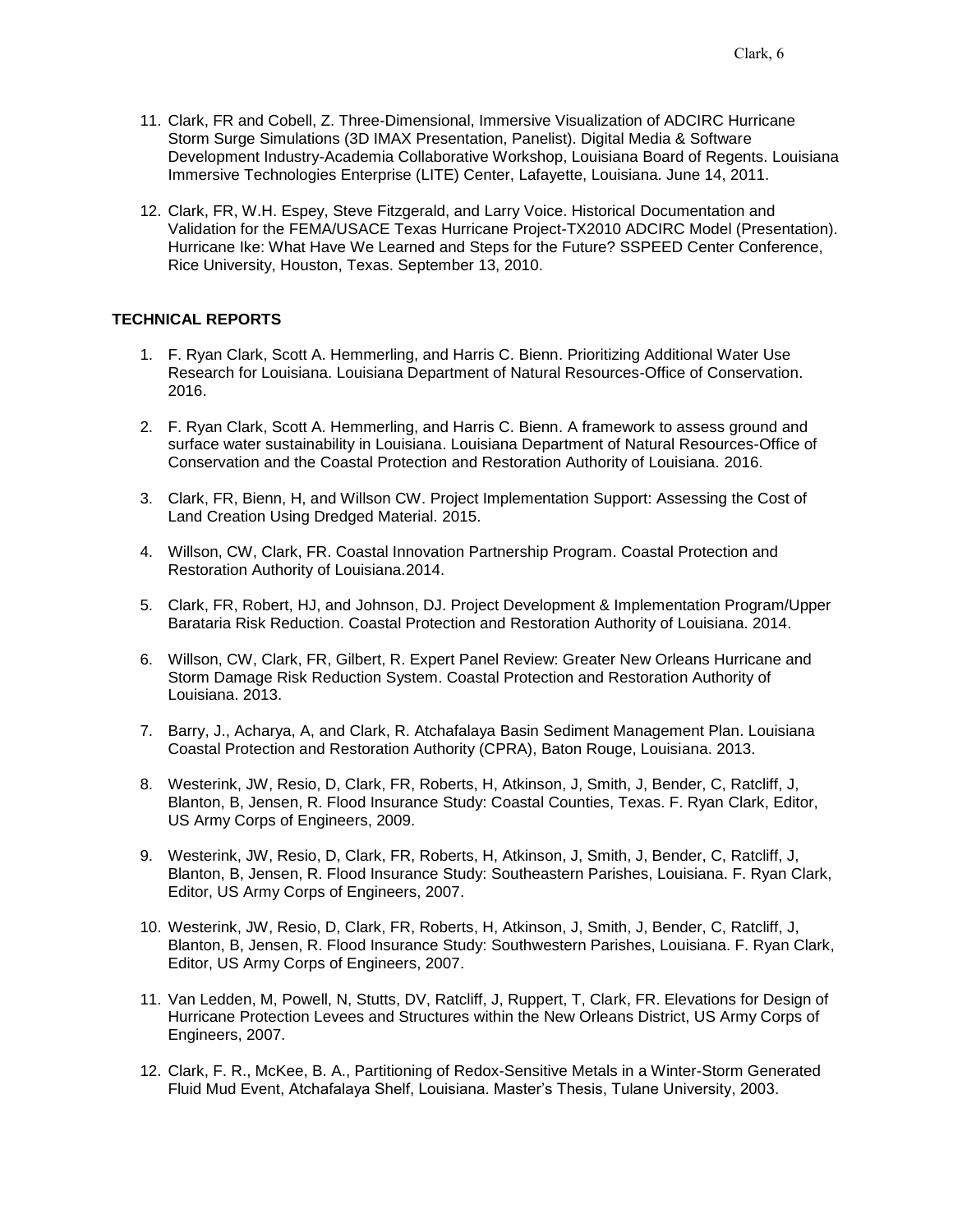11. Clark, FR and Cobell, Z. Three-Dimensional, Immersive Visualization of ADCIRC Hurricane Storm Surge Simulations (3D IMAX Presentation, Panelist). Digital Media & Software Development Industry-Academia Collaborative Workshop, Louisiana Board of Regents. Louisiana Immersive Technologies Enterprise (LITE) Center, Lafayette, Louisiana. June 14, 2011.

12. Clark, FR, W.H. Espey, Steve Fitzgerald, and Larry Voice. Historical Documentation and Validation for the FEMA/USACE Texas Hurricane Project-TX2010 ADCIRC Model (Presentation). Hurricane Ike: What Have We Learned and Steps for the Future? SSPEED Center Conference, Rice University, Houston, Texas. September 13, 2010.

## TECHNICAL REPORTS

1. F. Ryan Clark, Scott A. Hemmerling, and Harris C. Bienn. Prioritizing Additional Water Use Research for Louisiana. Louisiana Department of Natural Resources-Office of Conservation. 2016.

2. F. Ryan Clark, Scott A. Hemmerling, and Harris C. Bienn. A framework to assess ground and surface water sustainability in Louisiana. Louisiana Department of Natural Resources-Office of Conservation and the Coastal Protection and Restoration Authority of Louisiana. 2016.

3. Clark, FR, Bienn, H, and Willson CW. Project Implementation Support: Assessing the Cost of Land Creation Using Dredged Material. 2015.

4. Willson, CW, Clark, FR. Coastal Innovation Partnership Program. Coastal Protection and Restoration Authority of Louisiana.2014.

5. Clark, FR, Robert, HJ, and Johnson, DJ. Project Development & Implementation Program/Upper Barataria Risk Reduction. Coastal Protection and Restoration Authority of Louisiana. 2014.

6. Willson, CW, Clark, FR, Gilbert, R. Expert Panel Review: Greater New Orleans Hurricane and Storm Damage Risk Reduction System. Coastal Protection and Restoration Authority of Louisiana. 2013.

7. Barry, J., Acharya, A, and Clark, R. Atchafalaya Basin Sediment Management Plan. Louisiana Coastal Protection and Restoration Authority (CPRA), Baton Rouge, Louisiana. 2013.

8. Westerink, JW, Resio, D, Clark, FR, Roberts, H, Atkinson, J, Smith, J, Bender, C, Ratcliff, J, Blanton, B, Jensen, R. Flood Insurance Study: Coastal Counties, Texas. F. Ryan Clark, Editor, US Army Corps of Engineers, 2009.

9. Westerink, JW, Resio, D, Clark, FR, Roberts, H, Atkinson, J, Smith, J, Bender, C, Ratcliff, J, Blanton, B, Jensen, R. Flood Insurance Study: Southeastern Parishes, Louisiana. F. Ryan Clark, Editor, US Army Corps of Engineers, 2007.

10. Westerink, JW, Resio, D, Clark, FR, Roberts, H, Atkinson, J, Smith, J, Bender, C, Ratcliff, J, Blanton, B, Jensen, R. Flood Insurance Study: Southwestern Parishes, Louisiana. F. Ryan Clark, Editor, US Army Corps of Engineers, 2007.

11. Van Ledden, M, Powell, N, Stutts, DV, Ratcliff, J, Ruppert, T, Clark, FR. Elevations for Design of Hurricane Protection Levees and Structures within the New Orleans District, US Army Corps of Engineers, 2007.

12. Clark, F. R., McKee, B. A., Partitioning of Redox-Sensitive Metals in a Winter-Storm Generated Fluid Mud Event, Atchafalaya Shelf, Louisiana. Master's Thesis, Tulane University, 2003.